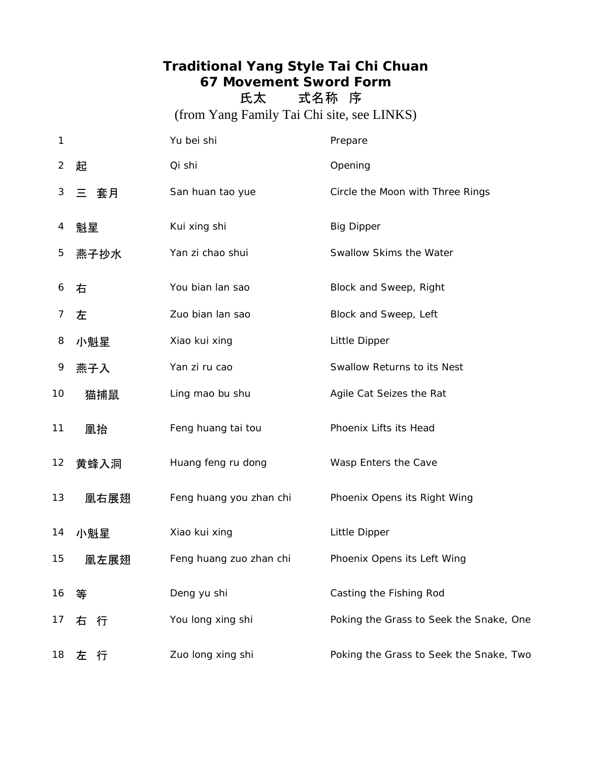# Traditional Yang Style Tai Chi Chuan
# 67 Movement Sword Form

氏太　　式名称　序

(from Yang Family Tai Chi site, see LINKS)

| | | | |
|---|---|---|---|
| 1 | | Yu bei shi | Prepare |
| 2 | 起 | Qi shi | Opening |
| 3 | 三　套月 | San huan tao yue | Circle the Moon with Three Rings |
| 4 | 魁星 | Kui xing shi | Big Dipper |
| 5 | 燕子抄水 | Yan zi chao shui | Swallow Skims the Water |
| 6 | 右 | You bian lan sao | Block and Sweep, Right |
| 7 | 左 | Zuo bian lan sao | Block and Sweep, Left |
| 8 | 小魁星 | Xiao kui xing | Little Dipper |
| 9 | 燕子入 | Yan zi ru cao | Swallow Returns to its Nest |
| 10 | 猫捕鼠 | Ling mao bu shu | Agile Cat Seizes the Rat |
| 11 | 凰抬 | Feng huang tai tou | Phoenix Lifts its Head |
| 12 | 黄蜂入洞 | Huang feng ru dong | Wasp Enters the Cave |
| 13 | 凰右展翅 | Feng huang you zhan chi | Phoenix Opens its Right Wing |
| 14 | 小魁星 | Xiao kui xing | Little Dipper |
| 15 | 凰左展翅 | Feng huang zuo zhan chi | Phoenix Opens its Left Wing |
| 16 | 等 | Deng yu shi | Casting the Fishing Rod |
| 17 | 右　行 | You long xing shi | Poking the Grass to Seek the Snake, One |
| 18 | 左　行 | Zuo long xing shi | Poking the Grass to Seek the Snake, Two |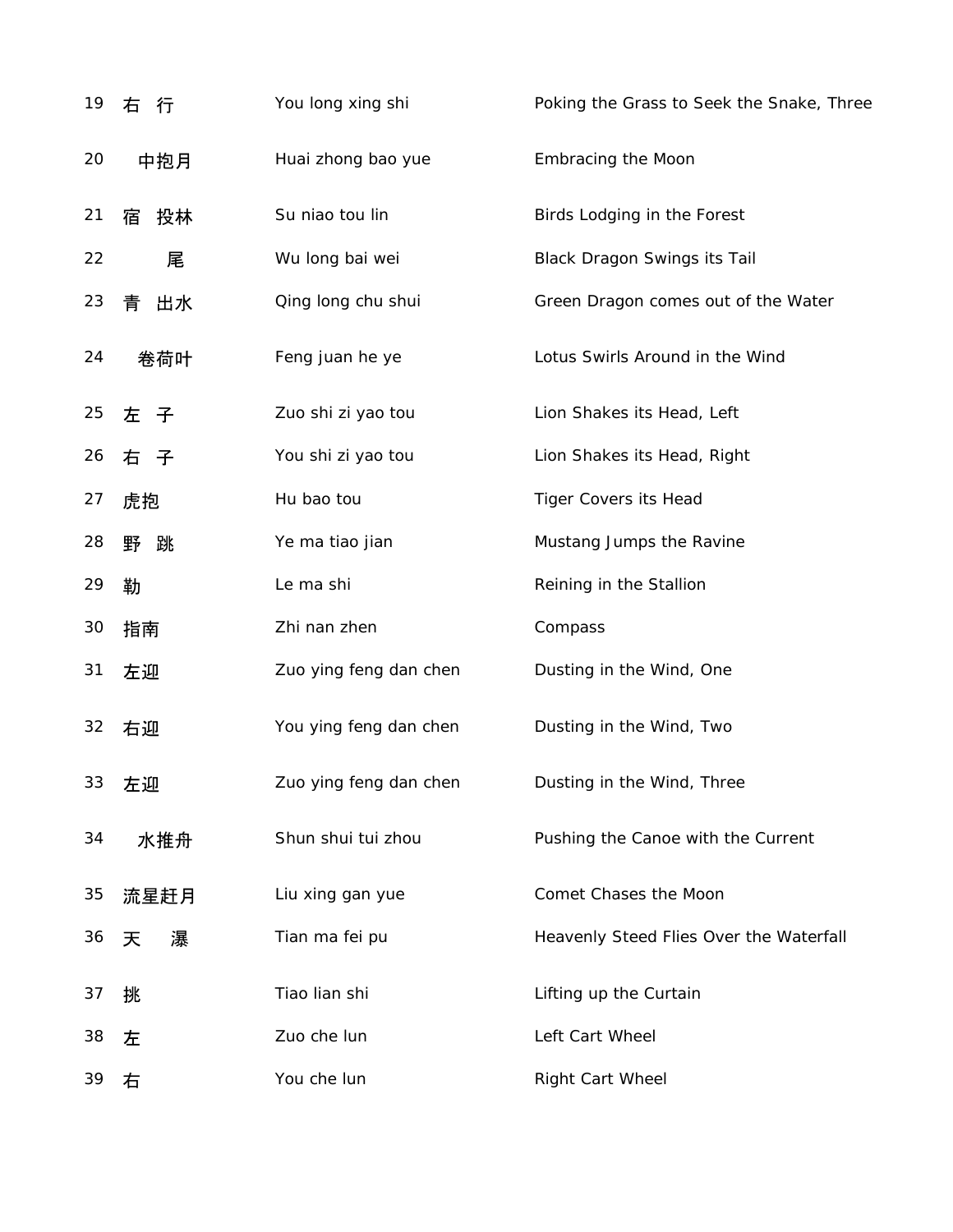| | | | |
|---|---|---|---|
| 19 | 右　行 | You long xing shi | Poking the Grass to Seek the Snake, Three |
| 20 | 中抱月 | Huai zhong bao yue | Embracing the Moon |
| 21 | 宿　投林 | Su niao tou lin | Birds Lodging in the Forest |
| 22 | 尾 | Wu long bai wei | Black Dragon Swings its Tail |
| 23 | 青　出水 | Qing long chu shui | Green Dragon comes out of the Water |
| 24 | 卷荷叶 | Feng juan he ye | Lotus Swirls Around in the Wind |
| 25 | 左　子 | Zuo shi zi yao tou | Lion Shakes its Head, Left |
| 26 | 右　子 | You shi zi yao tou | Lion Shakes its Head, Right |
| 27 | 虎抱 | Hu bao tou | Tiger Covers its Head |
| 28 | 野　跳 | Ye ma tiao jian | Mustang Jumps the Ravine |
| 29 | 勒 | Le ma shi | Reining in the Stallion |
| 30 | 指南 | Zhi nan zhen | Compass |
| 31 | 左迎 | Zuo ying feng dan chen | Dusting in the Wind, One |
| 32 | 右迎 | You ying feng dan chen | Dusting in the Wind, Two |
| 33 | 左迎 | Zuo ying feng dan chen | Dusting in the Wind, Three |
| 34 | 水推舟 | Shun shui tui zhou | Pushing the Canoe with the Current |
| 35 | 流星赶月 | Liu xing gan yue | Comet Chases the Moon |
| 36 | 天　瀑 | Tian ma fei pu | Heavenly Steed Flies Over the Waterfall |
| 37 | 挑 | Tiao lian shi | Lifting up the Curtain |
| 38 | 左 | Zuo che lun | Left Cart Wheel |
| 39 | 右 | You che lun | Right Cart Wheel |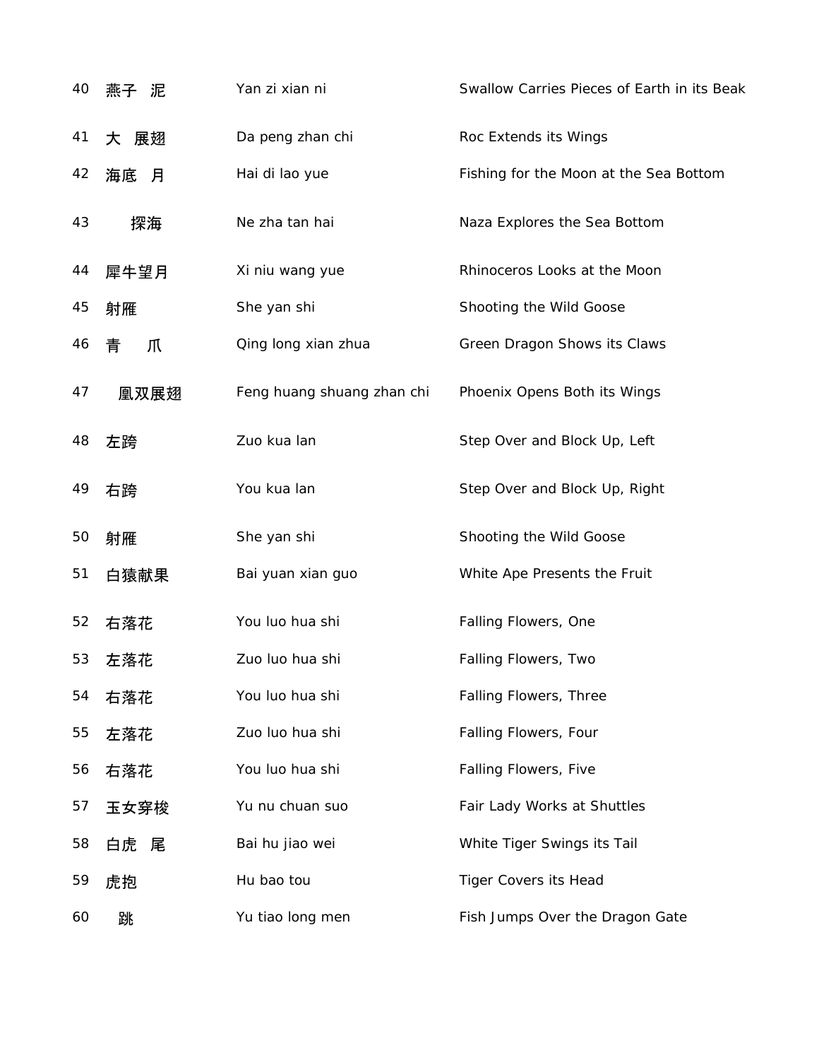| | | | |
|---|---|---|---|
| 40 | 燕子 泥 | Yan zi xian ni | Swallow Carries Pieces of Earth in its Beak |
| 41 | 大 展翅 | Da peng zhan chi | Roc Extends its Wings |
| 42 | 海底 月 | Hai di lao yue | Fishing for the Moon at the Sea Bottom |
| 43 | 探海 | Ne zha tan hai | Naza Explores the Sea Bottom |
| 44 | 犀牛望月 | Xi niu wang yue | Rhinoceros Looks at the Moon |
| 45 | 射雁 | She yan shi | Shooting the Wild Goose |
| 46 | 青 爪 | Qing long xian zhua | Green Dragon Shows its Claws |
| 47 | 凰双展翅 | Feng huang shuang zhan chi | Phoenix Opens Both its Wings |
| 48 | 左跨 | Zuo kua lan | Step Over and Block Up, Left |
| 49 | 右跨 | You kua lan | Step Over and Block Up, Right |
| 50 | 射雁 | She yan shi | Shooting the Wild Goose |
| 51 | 白猿献果 | Bai yuan xian guo | White Ape Presents the Fruit |
| 52 | 右落花 | You luo hua shi | Falling Flowers, One |
| 53 | 左落花 | Zuo luo hua shi | Falling Flowers, Two |
| 54 | 右落花 | You luo hua shi | Falling Flowers, Three |
| 55 | 左落花 | Zuo luo hua shi | Falling Flowers, Four |
| 56 | 右落花 | You luo hua shi | Falling Flowers, Five |
| 57 | 玉女穿梭 | Yu nu chuan suo | Fair Lady Works at Shuttles |
| 58 | 白虎 尾 | Bai hu jiao wei | White Tiger Swings its Tail |
| 59 | 虎抱 | Hu bao tou | Tiger Covers its Head |
| 60 | 跳 | Yu tiao long men | Fish Jumps Over the Dragon Gate |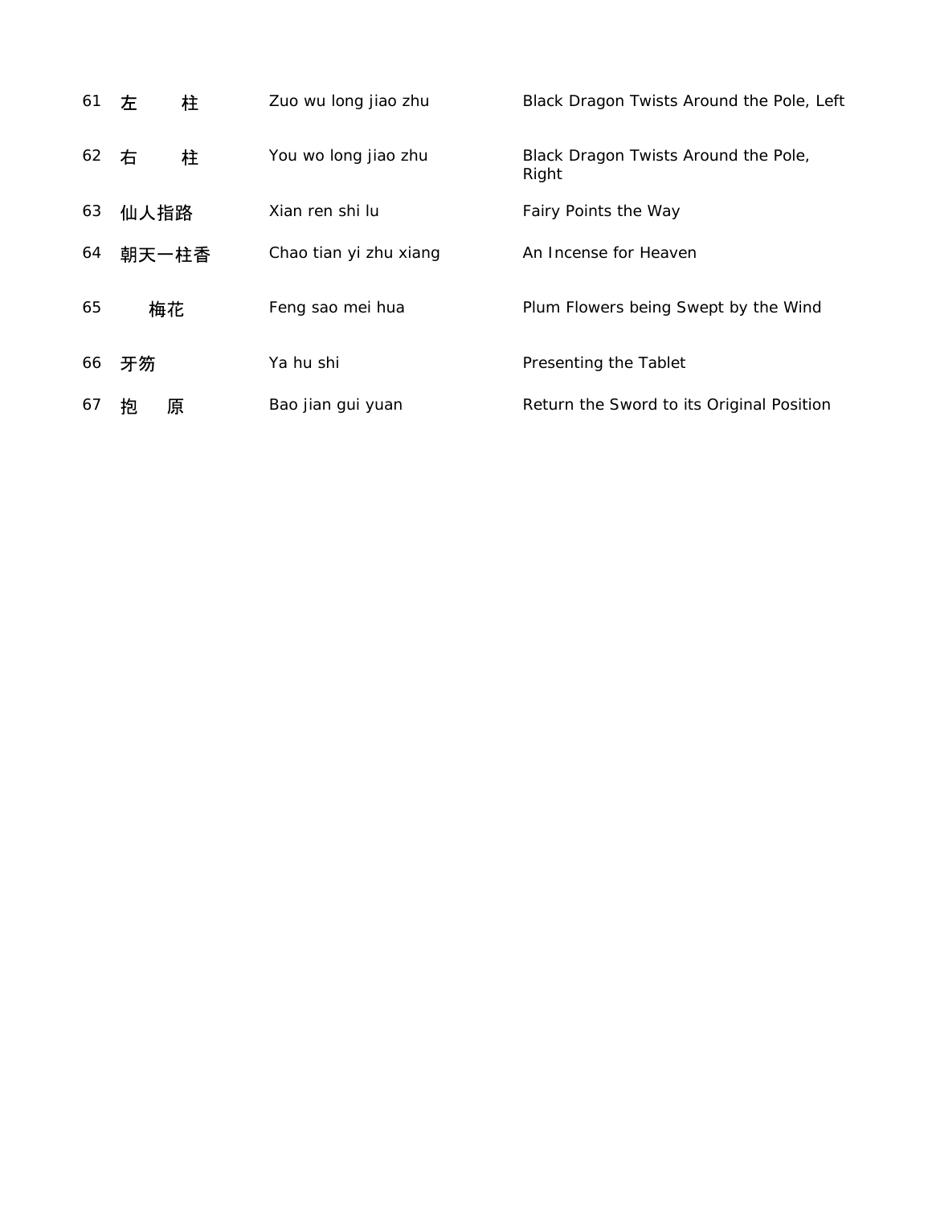| | | | |
|---|---|---|---|
| 61 | 左　　柱 | Zuo wu long jiao zhu | Black Dragon Twists Around the Pole, Left |
| 62 | 右　　柱 | You wo long jiao zhu | Black Dragon Twists Around the Pole, Right |
| 63 | 仙人指路 | Xian ren shi lu | Fairy Points the Way |
| 64 | 朝天一柱香 | Chao tian yi zhu xiang | An Incense for Heaven |
| 65 | 梅花 | Feng sao mei hua | Plum Flowers being Swept by the Wind |
| 66 | 牙笏 | Ya hu shi | Presenting the Tablet |
| 67 | 抱　原 | Bao jian gui yuan | Return the Sword to its Original Position |